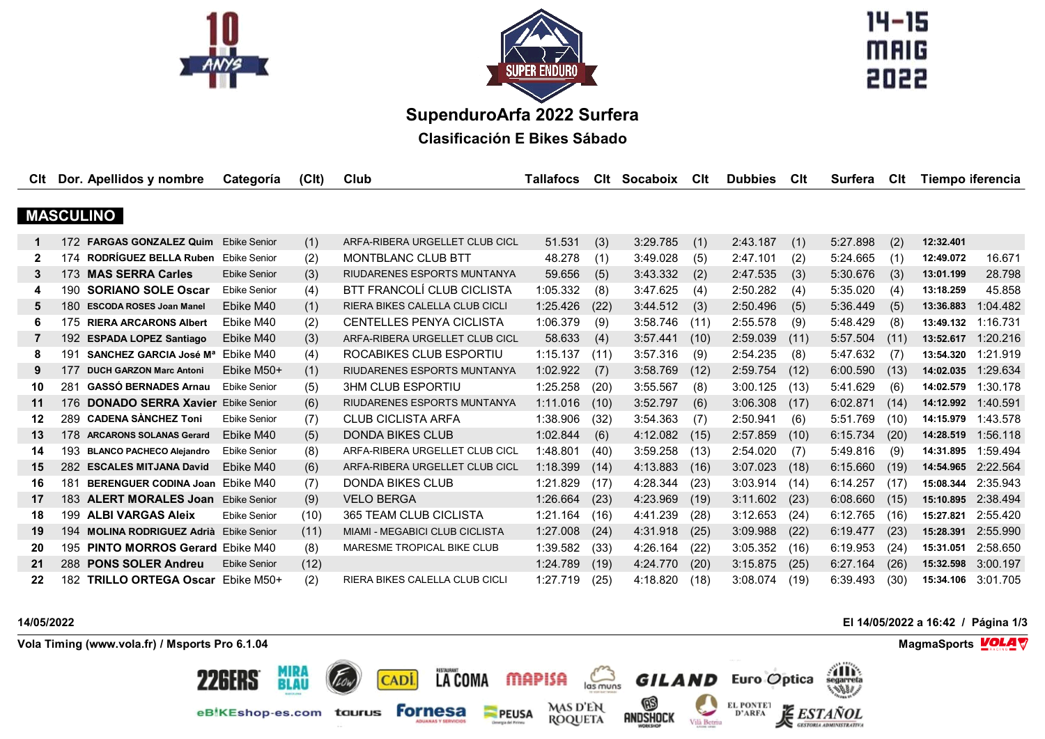# SupendurоArfa 2022 Surfera

## Clasificación E Bikes Sábado

14-15 MAIG 2022

| Clt | Dor. | Apellidos y nombre | Categoría | (Clt) | Club | Tallafocs | Clt | Socaboix | Clt | Dubbies | Clt | Surfera | Clt | Tiempo | iferencia |
|---|---|---|---|---|---|---|---|---|---|---|---|---|---|---|---|
| **MASCULINO** | | | | | | | | | | | | | | | |
| 1 | 172 | **FARGAS GONZALEZ Quim** | Ebike Senior | (1) | ARFA-RIBERA URGELLET CLUB CICL | 51.531 | (3) | 3:29.785 | (1) | 2:43.187 | (1) | 5:27.898 | (2) | **12:32.401** | |
| 2 | 174 | **RODRÍGUEZ BELLA Ruben** | Ebike Senior | (2) | MONTBLANC CLUB BTT | 48.278 | (1) | 3:49.028 | (5) | 2:47.101 | (2) | 5:24.665 | (1) | **12:49.072** | 16.671 |
| 3 | 173 | **MAS SERRA Carles** | Ebike Senior | (3) | RIUDARENES ESPORTS MUNTANYA | 59.656 | (5) | 3:43.332 | (2) | 2:47.535 | (3) | 5:30.676 | (3) | **13:01.199** | 28.798 |
| 4 | 190 | **SORIANO SOLE Oscar** | Ebike Senior | (4) | BTT FRANCOLÍ CLUB CICLISTA | 1:05.332 | (8) | 3:47.625 | (4) | 2:50.282 | (4) | 5:35.020 | (4) | **13:18.259** | 45.858 |
| 5 | 180 | **ESCODA ROSES Joan Manel** | Ebike M40 | (1) | RIERA BIKES CALELLA CLUB CICLI | 1:25.426 | (22) | 3:44.512 | (3) | 2:50.496 | (5) | 5:36.449 | (5) | **13:36.883** | 1:04.482 |
| 6 | 175 | **RIERA ARCARONS Albert** | Ebike M40 | (2) | CENTELLES PENYA CICLISTA | 1:06.379 | (9) | 3:58.746 | (11) | 2:55.578 | (9) | 5:48.429 | (8) | **13:49.132** | 1:16.731 |
| 7 | 192 | **ESPADA LOPEZ Santiago** | Ebike M40 | (3) | ARFA-RIBERA URGELLET CLUB CICL | 58.633 | (4) | 3:57.441 | (10) | 2:59.039 | (11) | 5:57.504 | (11) | **13:52.617** | 1:20.216 |
| 8 | 191 | **SANCHEZ GARCIA José Mª** | Ebike M40 | (4) | ROCABIKES CLUB ESPORTIU | 1:15.137 | (11) | 3:57.316 | (9) | 2:54.235 | (8) | 5:47.632 | (7) | **13:54.320** | 1:21.919 |
| 9 | 177 | **DUCH GARZON Marc Antoni** | Ebike M50+ | (1) | RIUDARENES ESPORTS MUNTANYA | 1:02.922 | (7) | 3:58.769 | (12) | 2:59.754 | (12) | 6:00.590 | (13) | **14:02.035** | 1:29.634 |
| 10 | 281 | **GASSÓ BERNADES Arnau** | Ebike Senior | (5) | 3HM CLUB ESPORTIU | 1:25.258 | (20) | 3:55.567 | (8) | 3:00.125 | (13) | 5:41.629 | (6) | **14:02.579** | 1:30.178 |
| 11 | 176 | **DONADO SERRA Xavier** | Ebike Senior | (6) | RIUDARENES ESPORTS MUNTANYA | 1:11.016 | (10) | 3:52.797 | (6) | 3:06.308 | (17) | 6:02.871 | (14) | **14:12.992** | 1:40.591 |
| 12 | 289 | **CADENA SÀNCHEZ Toni** | Ebike Senior | (7) | CLUB CICLISTA ARFA | 1:38.906 | (32) | 3:54.363 | (7) | 2:50.941 | (6) | 5:51.769 | (10) | **14:15.979** | 1:43.578 |
| 13 | 178 | **ARCARONS SOLANAS Gerard** | Ebike M40 | (5) | DONDA BIKES CLUB | 1:02.844 | (6) | 4:12.082 | (15) | 2:57.859 | (10) | 6:15.734 | (20) | **14:28.519** | 1:56.118 |
| 14 | 193 | **BLANCO PACHECO Alejandro** | Ebike Senior | (8) | ARFA-RIBERA URGELLET CLUB CICL | 1:48.801 | (40) | 3:59.258 | (13) | 2:54.020 | (7) | 5:49.816 | (9) | **14:31.895** | 1:59.494 |
| 15 | 282 | **ESCALES MITJANA David** | Ebike M40 | (6) | ARFA-RIBERA URGELLET CLUB CICL | 1:18.399 | (14) | 4:13.883 | (16) | 3:07.023 | (18) | 6:15.660 | (19) | **14:54.965** | 2:22.564 |
| 16 | 181 | **BERENGUER CODINA Joan** | Ebike M40 | (7) | DONDA BIKES CLUB | 1:21.829 | (17) | 4:28.344 | (23) | 3:03.914 | (14) | 6:14.257 | (17) | **15:08.344** | 2:35.943 |
| 17 | 183 | **ALERT MORALES Joan** | Ebike Senior | (9) | VELO BERGA | 1:26.664 | (23) | 4:23.969 | (19) | 3:11.602 | (23) | 6:08.660 | (15) | **15:10.895** | 2:38.494 |
| 18 | 199 | **ALBI VARGAS Aleix** | Ebike Senior | (10) | 365 TEAM CLUB CICLISTA | 1:21.164 | (16) | 4:41.239 | (28) | 3:12.653 | (24) | 6:12.765 | (16) | **15:27.821** | 2:55.420 |
| 19 | 194 | **MOLINA RODRIGUEZ Adrià** | Ebike Senior | (11) | MIAMI - MEGABICI CLUB CICLISTA | 1:27.008 | (24) | 4:31.918 | (25) | 3:09.988 | (22) | 6:19.477 | (23) | **15:28.391** | 2:55.990 |
| 20 | 195 | **PINTO MORROS Gerard** | Ebike M40 | (8) | MARESME TROPICAL BIKE CLUB | 1:39.582 | (33) | 4:26.164 | (22) | 3:05.352 | (16) | 6:19.953 | (24) | **15:31.051** | 2:58.650 |
| 21 | 288 | **PONS SOLER Andreu** | Ebike Senior | (12) | | 1:24.789 | (19) | 4:24.770 | (20) | 3:15.875 | (25) | 6:27.164 | (26) | **15:32.598** | 3:00.197 |
| 22 | 182 | **TRILLO ORTEGA Oscar** | Ebike M50+ | (2) | RIERA BIKES CALELLA CLUB CICLI | 1:27.719 | (25) | 4:18.820 | (18) | 3:08.074 | (19) | 6:39.493 | (30) | **15:34.106** | 3:01.705 |

14/05/2022

El 14/05/2022 a 16:42

Vola Timing (www.vola.fr) / Msports Pro 6.1.04

MagmaSports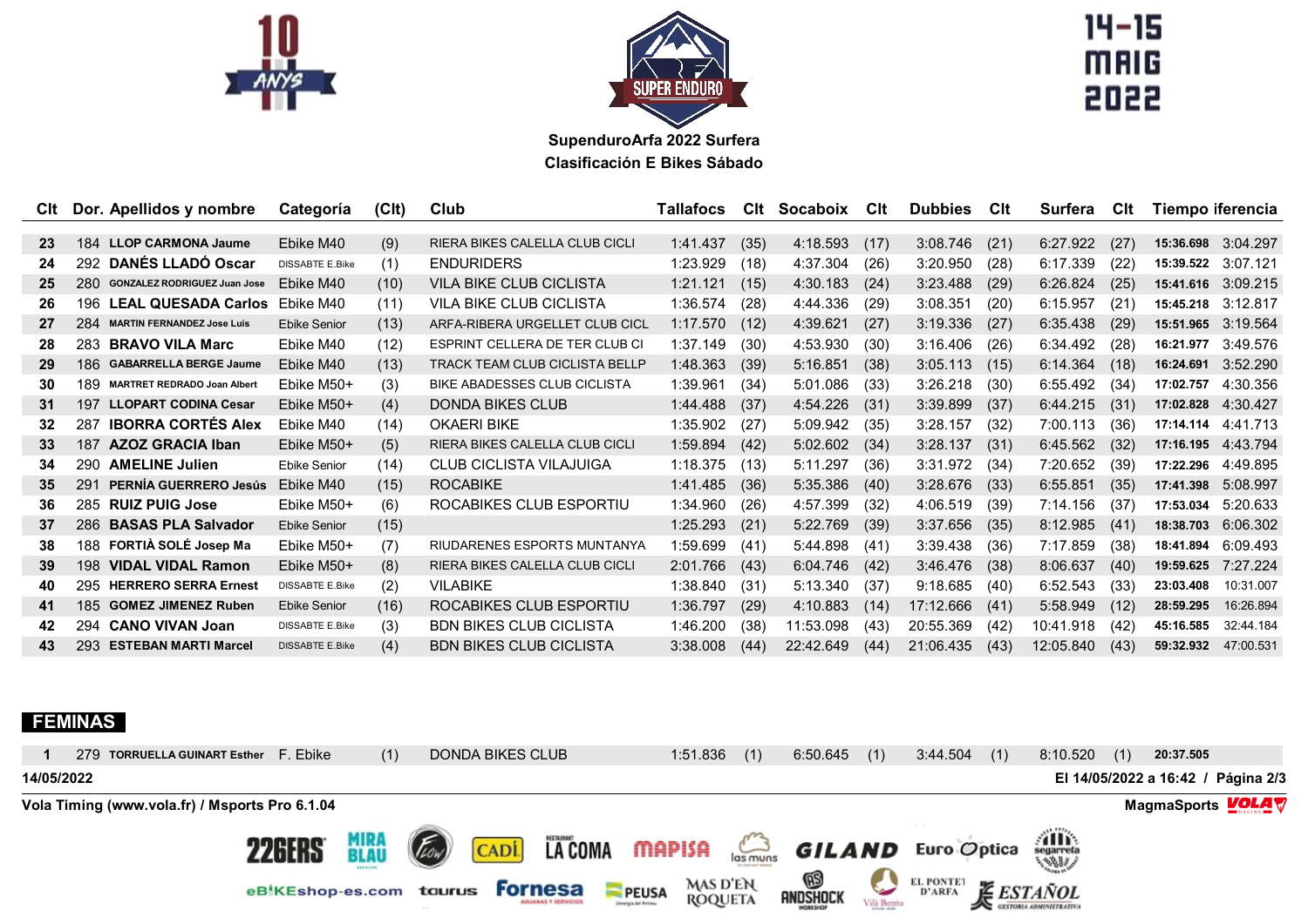**SupenduroArfa 2022 Surfera**
**Clasificación E Bikes Sábado**

| Clt | Dor. | Apellidos y nombre | Categoría | (Clt) | Club | Tallafocs | Clt | Socaboix | Clt | Dubbies | Clt | Surfera | Clt | Tiempo | iferencia |
|---|---|---|---|---|---|---|---|---|---|---|---|---|---|---|---|
| 23 | 184 | LLOP CARMONA Jaume | Ebike M40 | (9) | RIERA BIKES CALELLA CLUB CICLI | 1:41.437 | (35) | 4:18.593 | (17) | 3:08.746 | (21) | 6:27.922 | (27) | 15:36.698 | 3:04.297 |
| 24 | 292 | DANÉS LLADÓ Oscar | DISSABTE E.Bike | (1) | ENDURIDERS | 1:23.929 | (18) | 4:37.304 | (26) | 3:20.950 | (28) | 6:17.339 | (22) | 15:39.522 | 3:07.121 |
| 25 | 280 | GONZALEZ RODRIGUEZ Juan Jose | Ebike M40 | (10) | VILA BIKE CLUB CICLISTA | 1:21.121 | (15) | 4:30.183 | (24) | 3:23.488 | (29) | 6:26.824 | (25) | 15:41.616 | 3:09.215 |
| 26 | 196 | LEAL QUESADA Carlos | Ebike M40 | (11) | VILA BIKE CLUB CICLISTA | 1:36.574 | (28) | 4:44.336 | (29) | 3:08.351 | (20) | 6:15.957 | (21) | 15:45.218 | 3:12.817 |
| 27 | 284 | MARTIN FERNANDEZ Jose Luis | Ebike Senior | (13) | ARFA-RIBERA URGELLET CLUB CICL | 1:17.570 | (12) | 4:39.621 | (27) | 3:19.336 | (27) | 6:35.438 | (29) | 15:51.965 | 3:19.564 |
| 28 | 283 | BRAVO VILA Marc | Ebike M40 | (12) | ESPRINT CELLERA DE TER CLUB CI | 1:37.149 | (30) | 4:53.930 | (30) | 3:16.406 | (26) | 6:34.492 | (28) | 16:21.977 | 3:49.576 |
| 29 | 186 | GABARRELLA BERGE Jaume | Ebike M40 | (13) | TRACK TEAM CLUB CICLISTA BELLP | 1:48.363 | (39) | 5:16.851 | (38) | 3:05.113 | (15) | 6:14.364 | (18) | 16:24.691 | 3:52.290 |
| 30 | 189 | MARTRET REDRADO Joan Albert | Ebike M50+ | (3) | BIKE ABADESSES CLUB CICLISTA | 1:39.961 | (34) | 5:01.086 | (33) | 3:26.218 | (30) | 6:55.492 | (34) | 17:02.757 | 4:30.356 |
| 31 | 197 | LLOPART CODINA Cesar | Ebike M50+ | (4) | DONDA BIKES CLUB | 1:44.488 | (37) | 4:54.226 | (31) | 3:39.899 | (37) | 6:44.215 | (31) | 17:02.828 | 4:30.427 |
| 32 | 287 | IBORRA CORTÉS Alex | Ebike M40 | (14) | OKAERI BIKE | 1:35.902 | (27) | 5:09.942 | (35) | 3:28.157 | (32) | 7:00.113 | (36) | 17:14.114 | 4:41.713 |
| 33 | 187 | AZOZ GRACIA Iban | Ebike M50+ | (5) | RIERA BIKES CALELLA CLUB CICLI | 1:59.894 | (42) | 5:02.602 | (34) | 3:28.137 | (31) | 6:45.562 | (32) | 17:16.195 | 4:43.794 |
| 34 | 290 | AMELINE Julien | Ebike Senior | (14) | CLUB CICLISTA VILAJUIGA | 1:18.375 | (13) | 5:11.297 | (36) | 3:31.972 | (34) | 7:20.652 | (39) | 17:22.296 | 4:49.895 |
| 35 | 291 | PERNÍA GUERRERO Jesús | Ebike M40 | (15) | ROCABIKE | 1:41.485 | (36) | 5:35.386 | (40) | 3:28.676 | (33) | 6:55.851 | (35) | 17:41.398 | 5:08.997 |
| 36 | 285 | RUIZ PUIG Jose | Ebike M50+ | (6) | ROCABIKES CLUB ESPORTIU | 1:34.960 | (26) | 4:57.399 | (32) | 4:06.519 | (39) | 7:14.156 | (37) | 17:53.034 | 5:20.633 |
| 37 | 286 | BASAS PLA Salvador | Ebike Senior | (15) | | 1:25.293 | (21) | 5:22.769 | (39) | 3:37.656 | (35) | 8:12.985 | (41) | 18:38.703 | 6:06.302 |
| 38 | 188 | FORTIÀ SOLÉ Josep Ma | Ebike M50+ | (7) | RIUDARENES ESPORTS MUNTANYA | 1:59.699 | (41) | 5:44.898 | (41) | 3:39.438 | (36) | 7:17.859 | (38) | 18:41.894 | 6:09.493 |
| 39 | 198 | VIDAL VIDAL Ramon | Ebike M50+ | (8) | RIERA BIKES CALELLA CLUB CICLI | 2:01.766 | (43) | 6:04.746 | (42) | 3:46.476 | (38) | 8:06.637 | (40) | 19:59.625 | 7:27.224 |
| 40 | 295 | HERRERO SERRA Ernest | DISSABTE E.Bike | (2) | VILABIKE | 1:38.840 | (31) | 5:13.340 | (37) | 9:18.685 | (40) | 6:52.543 | (33) | 23:03.408 | 10:31.007 |
| 41 | 185 | GOMEZ JIMENEZ Ruben | Ebike Senior | (16) | ROCABIKES CLUB ESPORTIU | 1:36.797 | (29) | 4:10.883 | (14) | 17:12.666 | (41) | 5:58.949 | (12) | 28:59.295 | 16:26.894 |
| 42 | 294 | CANO VIVAN Joan | DISSABTE E.Bike | (3) | BDN BIKES CLUB CICLISTA | 1:46.200 | (38) | 11:53.098 | (43) | 20:55.369 | (42) | 10:41.918 | (42) | 45:16.585 | 32:44.184 |
| 43 | 293 | ESTEBAN MARTI Marcel | DISSABTE E.Bike | (4) | BDN BIKES CLUB CICLISTA | 3:38.008 | (44) | 22:42.649 | (44) | 21:06.435 | (43) | 12:05.840 | (43) | 59:32.932 | 47:00.531 |

## FEMINAS

| Clt | Dor. | Apellidos y nombre | Categoría | (Clt) | Club | Tallafocs | Clt | Socaboix | Clt | Dubbies | Clt | Surfera | Clt | Tiempo | iferencia |
|---|---|---|---|---|---|---|---|---|---|---|---|---|---|---|---|
| 1 | 279 | TORRUELLA GUINART Esther | F. Ebike | (1) | DONDA BIKES CLUB | 1:51.836 | (1) | 6:50.645 | (1) | 3:44.504 | (1) | 8:10.520 | (1) | 20:37.505 | |

14/05/2022 — El 14/05/2022 a 16:42

Vola Timing (www.vola.fr) / Msports Pro 6.1.04 — MagmaSports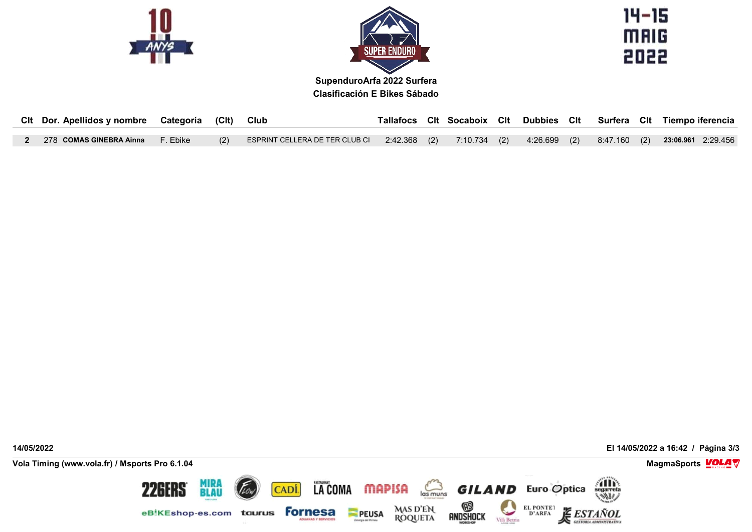**SupenduroArfa 2022 Surfera**
**Clasificación E Bikes Sábado**

| Clt | Dor. | Apellidos y nombre | Categoría | (Clt) | Club | Tallafocs | Clt | Socaboix | Clt | Dubbies | Clt | Surfera | Clt | Tiempo | iferencia |
|---|---|---|---|---|---|---|---|---|---|---|---|---|---|---|---|
| **2** | 278 | **COMAS GINEBRA Ainna** | F. Ebike | (2) | ESPRINT CELLERA DE TER CLUB CI | 2:42.368 | (2) | 7:10.734 | (2) | 4:26.699 | (2) | 8:47.160 | (2) | **23:06.961** | 2:29.456 |